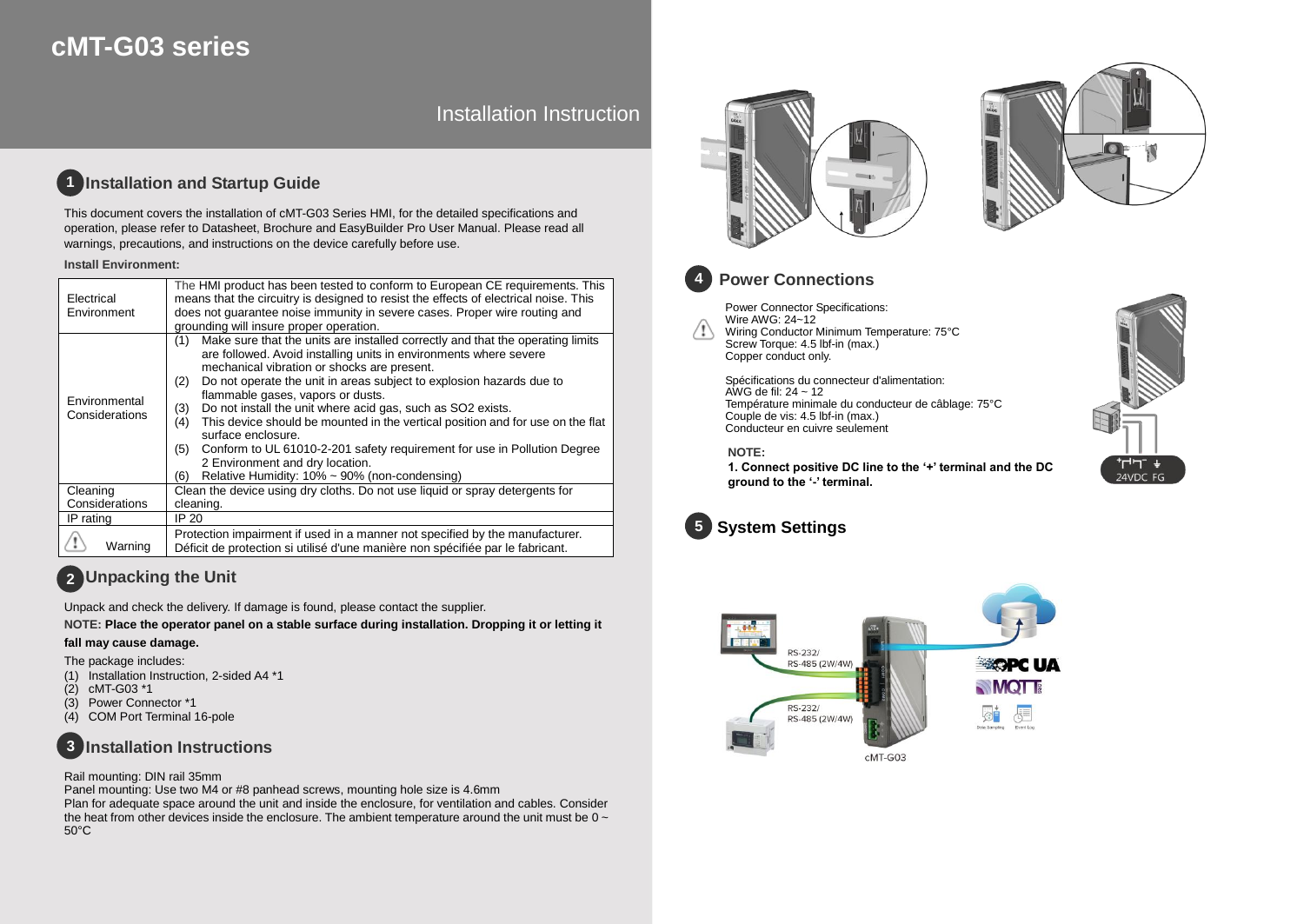# cMT-G03 series

Installation Instruction

## 1 Installation and Startup Guide

This document covers the installation of cMT-G03 Series HMI, for the detailed specifications and operation, please refer to Datasheet, Brochure and EasyBuilder Pro User Manual. Please read all warnings, precautions, and instructions on the device carefully before use.

**Install Environment:**

| | |
|---|---|
| Electrical Environment | The HMI product has been tested to conform to European CE requirements. This means that the circuitry is designed to resist the effects of electrical noise. This does not guarantee noise immunity in severe cases. Proper wire routing and grounding will insure proper operation. |
| Environmental Considerations | (1) Make sure that the units are installed correctly and that the operating limits are followed. Avoid installing units in environments where severe mechanical vibration or shocks are present.<br>(2) Do not operate the unit in areas subject to explosion hazards due to flammable gases, vapors or dusts.<br>(3) Do not install the unit where acid gas, such as SO2 exists.<br>(4) This device should be mounted in the vertical position and for use on the flat surface enclosure.<br>(5) Conform to UL 61010-2-201 safety requirement for use in Pollution Degree 2 Environment and dry location.<br>(6) Relative Humidity: 10% ~ 90% (non-condensing) |
| Cleaning Considerations | Clean the device using dry cloths. Do not use liquid or spray detergents for cleaning. |
| IP rating | IP 20 |
| Warning | Protection impairment if used in a manner not specified by the manufacturer.<br>Déficit de protection si utilisé d'une manière non spécifiée par le fabricant. |

## 2 Unpacking the Unit

Unpack and check the delivery. If damage is found, please contact the supplier.

**NOTE: Place the operator panel on a stable surface during installation. Dropping it or letting it fall may cause damage.**

The package includes:

(1) Installation Instruction, 2-sided A4 *1
(2) cMT-G03 *1
(3) Power Connector *1
(4) COM Port Terminal 16-pole

## 3 Installation Instructions

Rail mounting: DIN rail 35mm
Panel mounting: Use two M4 or #8 panhead screws, mounting hole size is 4.6mm
Plan for adequate space around the unit and inside the enclosure, for ventilation and cables. Consider the heat from other devices inside the enclosure. The ambient temperature around the unit must be 0 ~ 50°C

## 4 Power Connections

Power Connector Specifications:
Wire AWG: 24~12
Wiring Conductor Minimum Temperature: 75°C
Screw Torque: 4.5 lbf-in (max.)
Copper conduct only.

Spécifications du connecteur d'alimentation:
AWG de fil: 24 ~ 12
Température minimale du conducteur de câblage: 75°C
Couple de vis: 4.5 lbf-in (max.)
Conducteur en cuivre seulement

**NOTE:**
**1. Connect positive DC line to the '+' terminal and the DC ground to the '-' terminal.**

24VDC FG

## 5 System Settings

RS-232/ RS-485 (2W/4W)

RS-232/ RS-485 (2W/4W)

OPC UA

MQTT

cMT-G03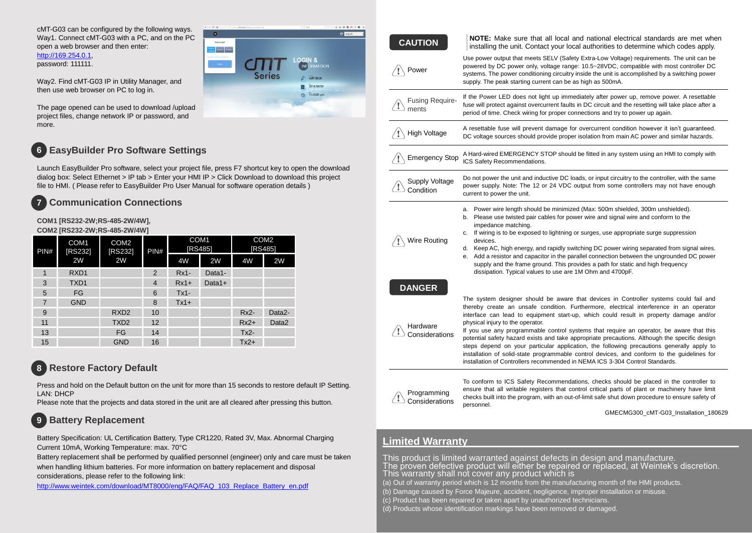cMT-G03 can be configured by the following ways.
Way1. Connect cMT-G03 with a PC, and on the PC open a web browser and then enter:
http://169.254.0.1,
password: 111111.

Way2. Find cMT-G03 IP in Utility Manager, and then use web browser on PC to log in.

The page opened can be used to download /upload project files, change network IP or password, and more.

## 6 EasyBuilder Pro Software Settings

Launch EasyBuilder Pro software, select your project file, press F7 shortcut key to open the download dialog box: Select Ethernet > IP tab > Enter your HMI IP > Click Download to download this project file to HMI. ( Please refer to EasyBuilder Pro User Manual for software operation details )

## 7 Communication Connections

**COM1 [RS232-2W;RS-485-2W/4W],**
**COM2 [RS232-2W;RS-485-2W/4W]**

| PIN# | COM1 [RS232] 2W | COM2 [RS232] 2W | PIN# | COM1 [RS485] | | COM2 [RS485] | |
|---|---|---|---|---|---|---|---|
| | | | | 4W | 2W | 4W | 2W |
| 1 | RXD1 | | 2 | Rx1- | Data1- | | |
| 3 | TXD1 | | 4 | Rx1+ | Data1+ | | |
| 5 | FG | | 6 | Tx1- | | | |
| 7 | GND | | 8 | Tx1+ | | | |
| 9 | | RXD2 | 10 | | | Rx2- | Data2- |
| 11 | | TXD2 | 12 | | | Rx2+ | Data2 |
| 13 | | FG | 14 | | | Tx2- | |
| 15 | | GND | 16 | | | Tx2+ | |

## 8 Restore Factory Default

Press and hold on the Default button on the unit for more than 15 seconds to restore default IP Setting. LAN: DHCP
Please note that the projects and data stored in the unit are all cleared after pressing this button.

## 9 Battery Replacement

Battery Specification: UL Certification Battery, Type CR1220, Rated 3V, Max. Abnormal Charging Current 10mA, Working Temperature: max. 70°C
Battery replacement shall be performed by qualified personnel (engineer) only and care must be taken when handling lithium batteries. For more information on battery replacement and disposal considerations, please refer to the following link:
http://www.weintek.com/download/MT8000/eng/FAQ/FAQ_103_Replace_Battery_en.pdf

**CAUTION**

**NOTE:** Make sure that all local and national electrical standards are met when installing the unit. Contact your local authorities to determine which codes apply.

| | |
|---|---|
| Power | Use power output that meets SELV (Safety Extra-Low Voltage) requirements. The unit can be powered by DC power only, voltage range: 10.5~28VDC, compatible with most controller DC systems. The power conditioning circuitry inside the unit is accomplished by a switching power supply. The peak starting current can be as high as 500mA. |
| Fusing Requirements | If the Power LED does not light up immediately after power up, remove power. A resettable fuse will protect against overcurrent faults in DC circuit and the resetting will take place after a period of time. Check wiring for proper connections and try to power up again. |
| High Voltage | A resettable fuse will prevent damage for overcurrent condition however it isn't guaranteed. DC voltage sources should provide proper isolation from main AC power and similar hazards. |
| Emergency Stop | A Hard-wired EMERGENCY STOP should be fitted in any system using an HMI to comply with ICS Safety Recommendations. |
| Supply Voltage Condition | Do not power the unit and inductive DC loads, or input circuitry to the controller, with the same power supply. Note: The 12 or 24 VDC output from some controllers may not have enough current to power the unit. |
| Wire Routing | a. Power wire length should be minimized (Max: 500m shielded, 300m unshielded).<br>b. Please use twisted pair cables for power wire and signal wire and conform to the impedance matching.<br>c. If wiring is to be exposed to lightning or surges, use appropriate surge suppression devices.<br>d. Keep AC, high energy, and rapidly switching DC power wiring separated from signal wires.<br>e. Add a resistor and capacitor in the parallel connection between the ungrounded DC power supply and the frame ground. This provides a path for static and high frequency dissipation. Typical values to use are 1M Ohm and 4700pF. |

**DANGER**

| | |
|---|---|
| Hardware Considerations | The system designer should be aware that devices in Controller systems could fail and thereby create an unsafe condition. Furthermore, electrical interference in an operator interface can lead to equipment start-up, which could result in property damage and/or physical injury to the operator.<br>If you use any programmable control systems that require an operator, be aware that this potential safety hazard exists and take appropriate precautions. Although the specific design steps depend on your particular application, the following precautions generally apply to installation of solid-state programmable control devices, and conform to the guidelines for installation of Controllers recommended in NEMA ICS 3-304 Control Standards. |
| Programming Considerations | To conform to ICS Safety Recommendations, checks should be placed in the controller to ensure that all writable registers that control critical parts of plant or machinery have limit checks built into the program, with an out-of-limit safe shut down procedure to ensure safety of personnel. |

GMECMG300_cMT-G03_Installation_180629

## Limited Warranty

This product is limited warranted against defects in design and manufacture.
The proven defective product will either be repaired or replaced, at Weintek's discretion.
This warranty shall not cover any product which is
(a) Out of warranty period which is 12 months from the manufacturing month of the HMI products.
(b) Damage caused by Force Majeure, accident, negligence, improper installation or misuse.
(c) Product has been repaired or taken apart by unauthorized technicians.
(d) Products whose identification markings have been removed or damaged.